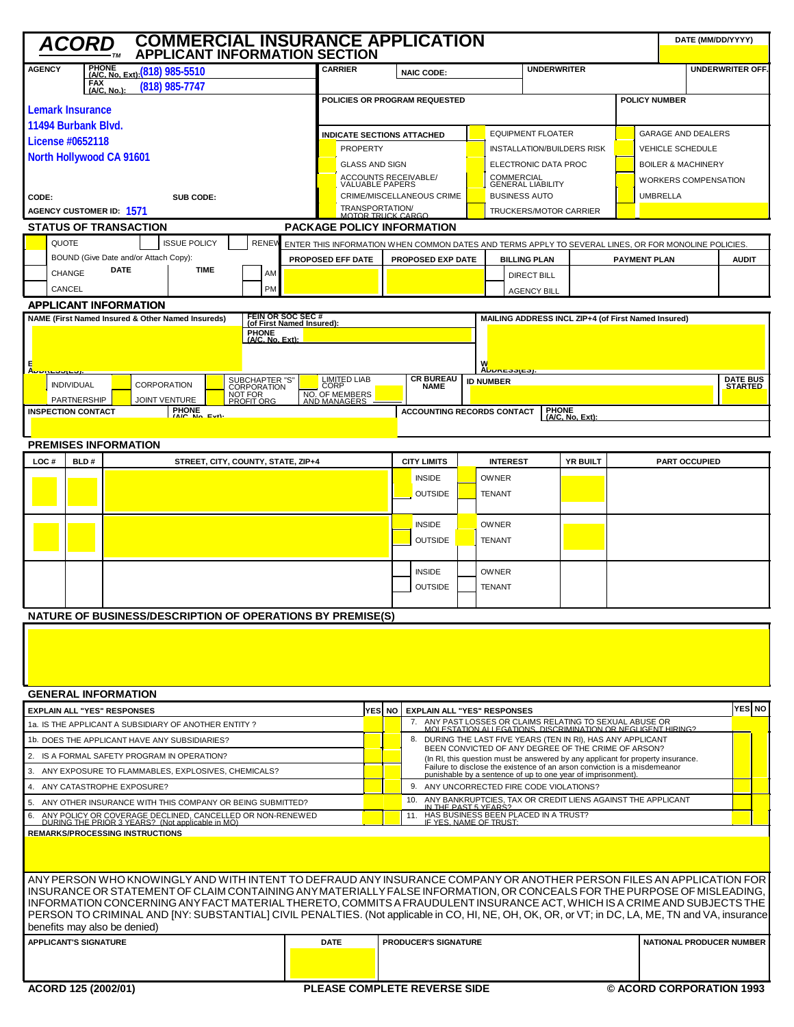# ACORD™ COMMERCIAL INSURANCE APPLICATION
## APPLICANT INFORMATION SECTION

DATE (MM/DD/YYYY)

| AGENCY | CARRIER | NAIC CODE: | UNDERWRITER | UNDERWRITER OFF. |
|---|---|---|---|---|
| PHONE (A/C, No, Ext): (818) 985-5510 | | | | |
| FAX (A/C, No.): (818) 985-7747 | | | | |

**Lemark Insurance**
**11494 Burbank Blvd.**
**License #0652118**
**North Hollywood CA 91601**

CODE: SUB CODE:

AGENCY CUSTOMER ID: **1571**

POLICIES OR PROGRAM REQUESTED | POLICY NUMBER

**INDICATE SECTIONS ATTACHED**

| | | |
|---|---|---|
| PROPERTY | EQUIPMENT FLOATER | GARAGE AND DEALERS |
| GLASS AND SIGN | INSTALLATION/BUILDERS RISK | VEHICLE SCHEDULE |
| ACCOUNTS RECEIVABLE/ VALUABLE PAPERS | ELECTRONIC DATA PROC | BOILER & MACHINERY |
| CRIME/MISCELLANEOUS CRIME | COMMERCIAL GENERAL LIABILITY | WORKERS COMPENSATION |
| TRANSPORTATION/ MOTOR TRUCK CARGO | BUSINESS AUTO | UMBRELLA |
| | TRUCKERS/MOTOR CARRIER | |

## STATUS OF TRANSACTION

- QUOTE
- ISSUE POLICY
- RENEW
- BOUND (Give Date and/or Attach Copy): DATE / TIME — AM / PM
- CHANGE
- CANCEL

## PACKAGE POLICY INFORMATION

ENTER THIS INFORMATION WHEN COMMON DATES AND TERMS APPLY TO SEVERAL LINES, OR FOR MONOLINE POLICIES.

| PROPOSED EFF DATE | PROPOSED EXP DATE | BILLING PLAN | PAYMENT PLAN | AUDIT |
|---|---|---|---|---|
| | | DIRECT BILL / AGENCY BILL | | |

## APPLICANT INFORMATION

| NAME (First Named Insured & Other Named Insureds) | FEIN OR SOC SEC # (of First Named Insured): | MAILING ADDRESS INCL ZIP+4 (of First Named Insured) |
|---|---|---|
| | PHONE (A/C, No, Ext): | |
| E ADDRESS(ES): | | W ADDRESS(ES): |

- INDIVIDUAL
- CORPORATION
- SUBCHAPTER "S" CORPORATION
- LIMITED LIAB CORP
- PARTNERSHIP
- JOINT VENTURE
- NOT FOR PROFIT ORG
- NO. OF MEMBERS AND MANAGERS

CR BUREAU NAME | ID NUMBER | DATE BUS STARTED

| INSPECTION CONTACT | PHONE (A/C, No, Ext): | ACCOUNTING RECORDS CONTACT | PHONE (A/C, No, Ext): |
|---|---|---|---|
| | | | |

## PREMISES INFORMATION

| LOC # | BLD # | STREET, CITY, COUNTY, STATE, ZIP+4 | CITY LIMITS | INTEREST | YR BUILT | PART OCCUPIED |
|---|---|---|---|---|---|---|
| | | | INSIDE / OUTSIDE | OWNER / TENANT | | |
| | | | INSIDE / OUTSIDE | OWNER / TENANT | | |
| | | | INSIDE / OUTSIDE | OWNER / TENANT | | |

## NATURE OF BUSINESS/DESCRIPTION OF OPERATIONS BY PREMISE(S)

## GENERAL INFORMATION

| EXPLAIN ALL "YES" RESPONSES | YES | NO |
|---|---|---|
| 1a. IS THE APPLICANT A SUBSIDIARY OF ANOTHER ENTITY ? | | |
| 1b. DOES THE APPLICANT HAVE ANY SUBSIDIARIES? | | |
| 2. IS A FORMAL SAFETY PROGRAM IN OPERATION? | | |
| 3. ANY EXPOSURE TO FLAMMABLES, EXPLOSIVES, CHEMICALS? | | |
| 4. ANY CATASTROPHE EXPOSURE? | | |
| 5. ANY OTHER INSURANCE WITH THIS COMPANY OR BEING SUBMITTED? | | |
| 6. ANY POLICY OR COVERAGE DECLINED, CANCELLED OR NON-RENEWED DURING THE PRIOR 3 YEARS? (Not applicable in MO) | | |
| 7. ANY PAST LOSSES OR CLAIMS RELATING TO SEXUAL ABUSE OR MOLESTATION ALLEGATIONS, DISCRIMINATION OR NEGLIGENT HIRING? | | |
| 8. DURING THE LAST FIVE YEARS (TEN IN RI), HAS ANY APPLICANT BEEN CONVICTED OF ANY DEGREE OF THE CRIME OF ARSON? (In RI, this question must be answered by any applicant for property insurance. Failure to disclose the existence of an arson conviction is a misdemeanor punishable by a sentence of up to one year of imprisonment). | | |
| 9. ANY UNCORRECTED FIRE CODE VIOLATIONS? | | |
| 10. ANY BANKRUPTCIES, TAX OR CREDIT LIENS AGAINST THE APPLICANT IN THE PAST 5 YEARS? | | |
| 11. HAS BUSINESS BEEN PLACED IN A TRUST? IF YES, NAME OF TRUST: | | |

**REMARKS/PROCESSING INSTRUCTIONS**

ANY PERSON WHO KNOWINGLY AND WITH INTENT TO DEFRAUD ANY INSURANCE COMPANY OR ANOTHER PERSON FILES AN APPLICATION FOR INSURANCE OR STATEMENT OF CLAIM CONTAINING ANY MATERIALLY FALSE INFORMATION, OR CONCEALS FOR THE PURPOSE OF MISLEADING, INFORMATION CONCERNING ANY FACT MATERIAL THERETO, COMMITS A FRAUDULENT INSURANCE ACT, WHICH IS A CRIME AND SUBJECTS THE PERSON TO CRIMINAL AND [NY: SUBSTANTIAL] CIVIL PENALTIES. (Not applicable in CO, HI, NE, OH, OK, OR, or VT; in DC, LA, ME, TN and VA, insurance benefits may also be denied)

| APPLICANT'S SIGNATURE | DATE | PRODUCER'S SIGNATURE | NATIONAL PRODUCER NUMBER |
|---|---|---|---|
| | | | |

ACORD 125 (2002/01) PLEASE COMPLETE REVERSE SIDE © ACORD CORPORATION 1993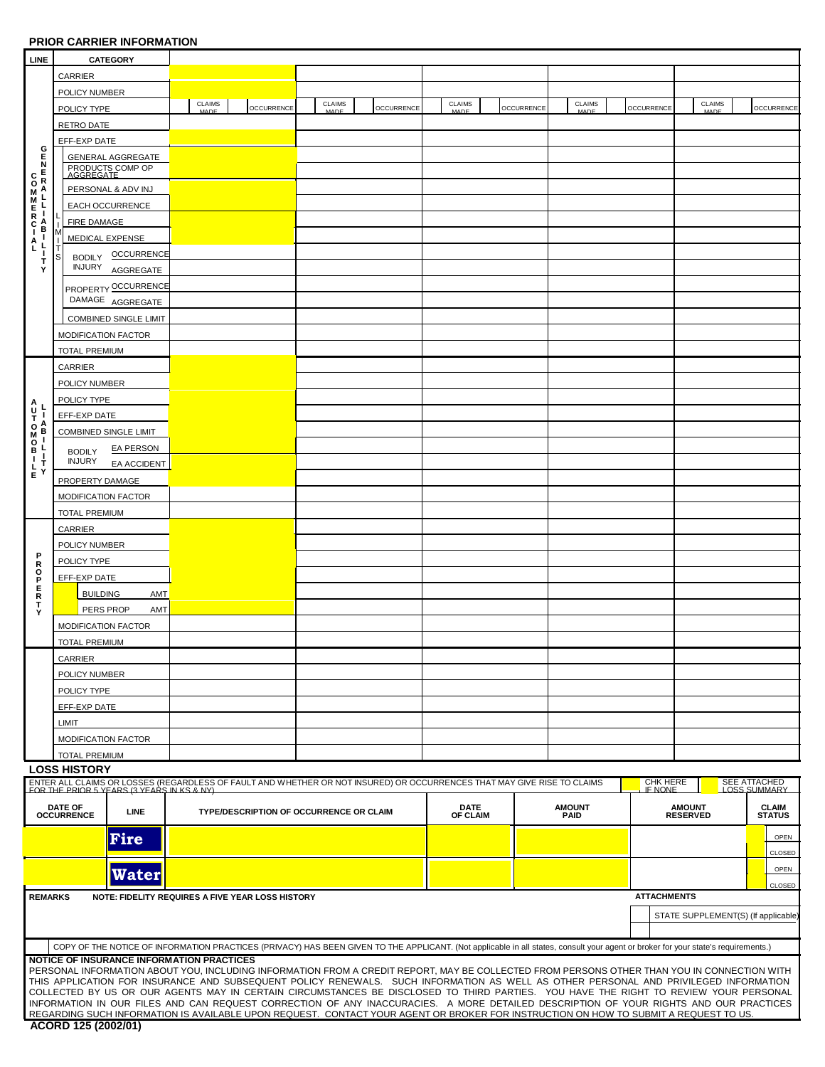## PRIOR CARRIER INFORMATION

| LINE | CATEGORY | | | | | | | | | | |
|---|---|---|---|---|---|---|---|---|---|---|---|
| COMMERCIAL GENERAL LIABILITY | CARRIER | | | | | | | | | | |
| | POLICY NUMBER | | | | | | | | | | |
| | POLICY TYPE | CLAIMS MADE | OCCURRENCE | CLAIMS MADE | OCCURRENCE | CLAIMS MADE | OCCURRENCE | CLAIMS MADE | OCCURRENCE | CLAIMS MADE | OCCURRENCE |
| | RETRO DATE | | | | | | | | | | |
| | EFF-EXP DATE | | | | | | | | | | |
| | LIMITS: GENERAL AGGREGATE | | | | | | | | | | |
| | LIMITS: PRODUCTS COMP OP AGGREGATE | | | | | | | | | | |
| | LIMITS: PERSONAL & ADV INJ | | | | | | | | | | |
| | LIMITS: EACH OCCURRENCE | | | | | | | | | | |
| | LIMITS: FIRE DAMAGE | | | | | | | | | | |
| | LIMITS: MEDICAL EXPENSE | | | | | | | | | | |
| | LIMITS: BODILY INJURY OCCURRENCE | | | | | | | | | | |
| | LIMITS: BODILY INJURY AGGREGATE | | | | | | | | | | |
| | LIMITS: PROPERTY DAMAGE OCCURRENCE | | | | | | | | | | |
| | LIMITS: PROPERTY DAMAGE AGGREGATE | | | | | | | | | | |
| | LIMITS: COMBINED SINGLE LIMIT | | | | | | | | | | |
| | MODIFICATION FACTOR | | | | | | | | | | |
| | TOTAL PREMIUM | | | | | | | | | | |
| AUTOMOBILE LIABILITY | CARRIER | | | | | | | | | | |
| | POLICY NUMBER | | | | | | | | | | |
| | POLICY TYPE | | | | | | | | | | |
| | EFF-EXP DATE | | | | | | | | | | |
| | COMBINED SINGLE LIMIT | | | | | | | | | | |
| | BODILY INJURY EA PERSON | | | | | | | | | | |
| | BODILY INJURY EA ACCIDENT | | | | | | | | | | |
| | PROPERTY DAMAGE | | | | | | | | | | |
| | MODIFICATION FACTOR | | | | | | | | | | |
| | TOTAL PREMIUM | | | | | | | | | | |
| PROPERTY | CARRIER | | | | | | | | | | |
| | POLICY NUMBER | | | | | | | | | | |
| | POLICY TYPE | | | | | | | | | | |
| | EFF-EXP DATE | | | | | | | | | | |
| | BUILDING AMT | | | | | | | | | | |
| | PERS PROP AMT | | | | | | | | | | |
| | MODIFICATION FACTOR | | | | | | | | | | |
| | TOTAL PREMIUM | | | | | | | | | | |
| | CARRIER | | | | | | | | | | |
| | POLICY NUMBER | | | | | | | | | | |
| | POLICY TYPE | | | | | | | | | | |
| | EFF-EXP DATE | | | | | | | | | | |
| | LIMIT | | | | | | | | | | |
| | MODIFICATION FACTOR | | | | | | | | | | |
| | TOTAL PREMIUM | | | | | | | | | | |

## LOSS HISTORY

ENTER ALL CLAIMS OR LOSSES (REGARDLESS OF FAULT AND WHETHER OR NOT INSURED) OR OCCURRENCES THAT MAY GIVE RISE TO CLAIMS FOR THE PRIOR 5 YEARS (3 YEARS IN KS & NY) — CHK HERE IF NONE ☐ — SEE ATTACHED LOSS SUMMARY ☐

| DATE OF OCCURRENCE | LINE | TYPE/DESCRIPTION OF OCCURRENCE OR CLAIM | DATE OF CLAIM | AMOUNT PAID | AMOUNT RESERVED | CLAIM STATUS |
|---|---|---|---|---|---|---|
| | Fire | | | | | OPEN / CLOSED |
| | Water | | | | | OPEN / CLOSED |

**REMARKS** NOTE: FIDELITY REQUIRES A FIVE YEAR LOSS HISTORY

**ATTACHMENTS**
- STATE SUPPLEMENT(S) (If applicable)

COPY OF THE NOTICE OF INFORMATION PRACTICES (PRIVACY) HAS BEEN GIVEN TO THE APPLICANT. (Not applicable in all states, consult your agent or broker for your state's requirements.)

**NOTICE OF INSURANCE INFORMATION PRACTICES**

PERSONAL INFORMATION ABOUT YOU, INCLUDING INFORMATION FROM A CREDIT REPORT, MAY BE COLLECTED FROM PERSONS OTHER THAN YOU IN CONNECTION WITH THIS APPLICATION FOR INSURANCE AND SUBSEQUENT POLICY RENEWALS. SUCH INFORMATION AS WELL AS OTHER PERSONAL AND PRIVILEGED INFORMATION COLLECTED BY US OR OUR AGENTS MAY IN CERTAIN CIRCUMSTANCES BE DISCLOSED TO THIRD PARTIES. YOU HAVE THE RIGHT TO REVIEW YOUR PERSONAL INFORMATION IN OUR FILES AND CAN REQUEST CORRECTION OF ANY INACCURACIES. A MORE DETAILED DESCRIPTION OF YOUR RIGHTS AND OUR PRACTICES REGARDING SUCH INFORMATION IS AVAILABLE UPON REQUEST. CONTACT YOUR AGENT OR BROKER FOR INSTRUCTION ON HOW TO SUBMIT A REQUEST TO US.

**ACORD 125 (2002/01)**